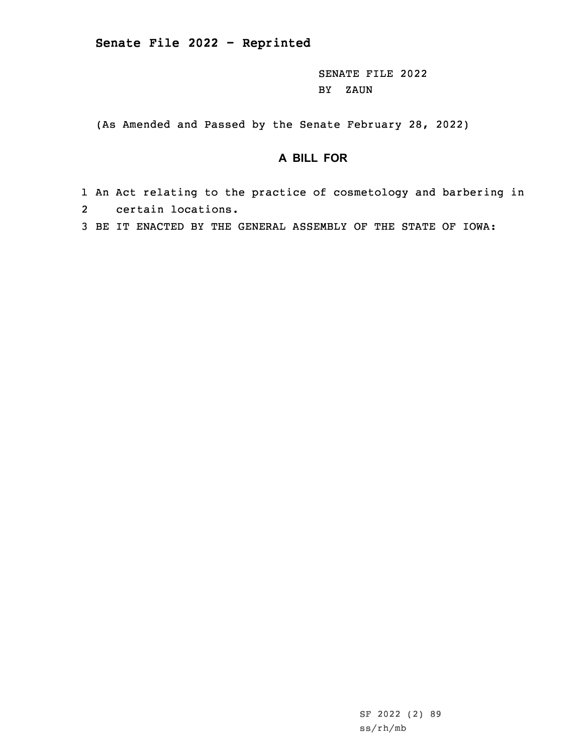**Senate File 2022 - Reprinted**

SENATE FILE 2022
BY ZAUN

(As Amended and Passed by the Senate February 28, 2022)

## A BILL FOR

1 An Act relating to the practice of cosmetology and barbering in
2 certain locations.
3 BE IT ENACTED BY THE GENERAL ASSEMBLY OF THE STATE OF IOWA:

SF 2022 (2) 89
ss/rh/mb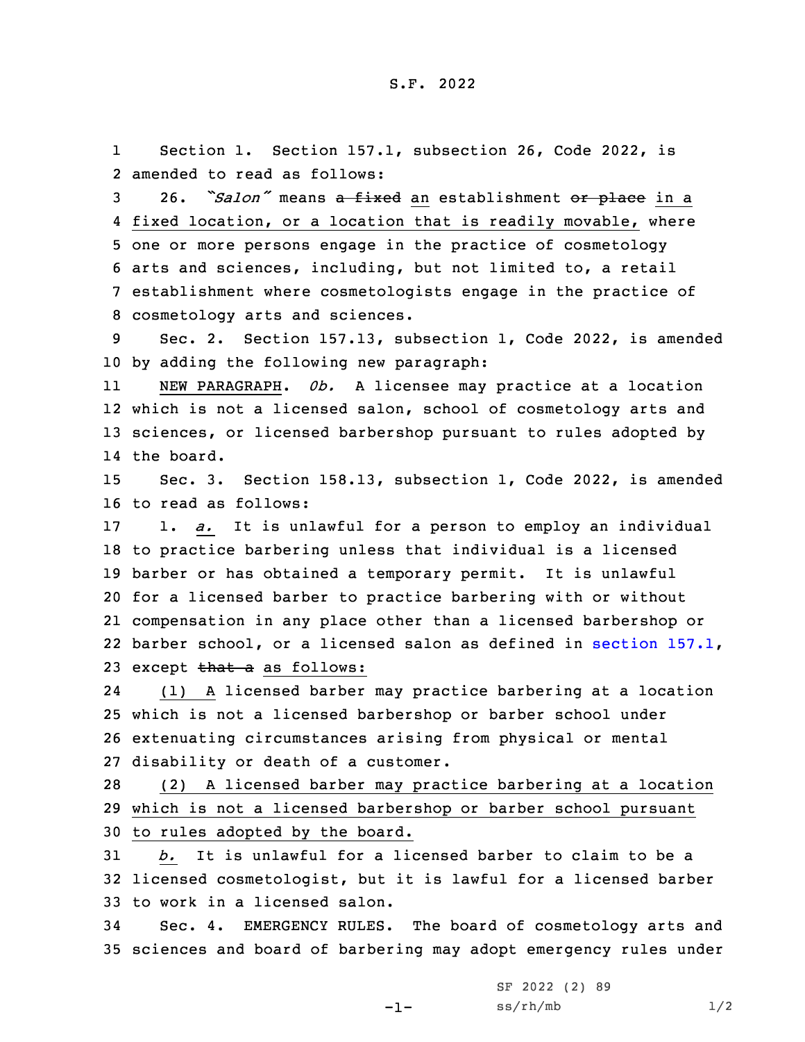S.F. 2022

Section 1. Section 157.1, subsection 26, Code 2022, is amended to read as follows:

26. *"Salon"* means ~~a fixed~~ an establishment ~~or place~~ in a fixed location, or a location that is readily movable, where one or more persons engage in the practice of cosmetology arts and sciences, including, but not limited to, a retail establishment where cosmetologists engage in the practice of cosmetology arts and sciences.

Sec. 2. Section 157.13, subsection 1, Code 2022, is amended by adding the following new paragraph:

NEW PARAGRAPH. *0b.* A licensee may practice at a location which is not a licensed salon, school of cosmetology arts and sciences, or licensed barbershop pursuant to rules adopted by the board.

Sec. 3. Section 158.13, subsection 1, Code 2022, is amended to read as follows:

1. *a.* It is unlawful for a person to employ an individual to practice barbering unless that individual is a licensed barber or has obtained a temporary permit. It is unlawful for a licensed barber to practice barbering with or without compensation in any place other than a licensed barbershop or barber school, or a licensed salon as defined in section 157.1, except ~~that a~~ as follows:

(1) A licensed barber may practice barbering at a location which is not a licensed barbershop or barber school under extenuating circumstances arising from physical or mental disability or death of a customer.

(2) A licensed barber may practice barbering at a location which is not a licensed barbershop or barber school pursuant to rules adopted by the board.

*b.* It is unlawful for a licensed barber to claim to be a licensed cosmetologist, but it is lawful for a licensed barber to work in a licensed salon.

Sec. 4. EMERGENCY RULES. The board of cosmetology arts and sciences and board of barbering may adopt emergency rules under

SF 2022 (2) 89
ss/rh/mb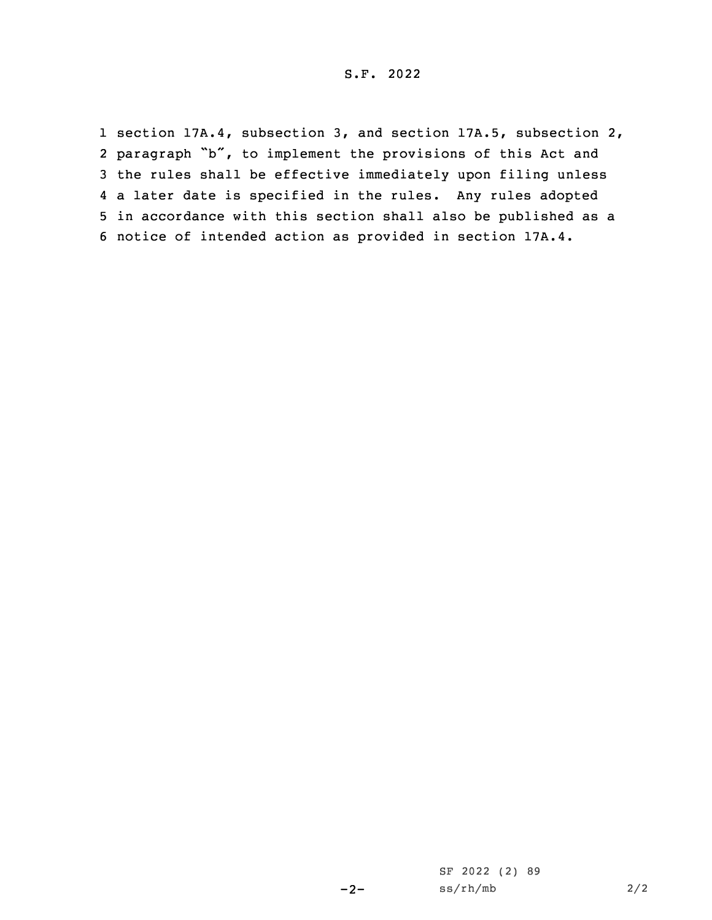1 section 17A.4, subsection 3, and section 17A.5, subsection 2,
2 paragraph "b", to implement the provisions of this Act and
3 the rules shall be effective immediately upon filing unless
4 a later date is specified in the rules. Any rules adopted
5 in accordance with this section shall also be published as a
6 notice of intended action as provided in section 17A.4.

SF 2022 (2) 89
ss/rh/mb